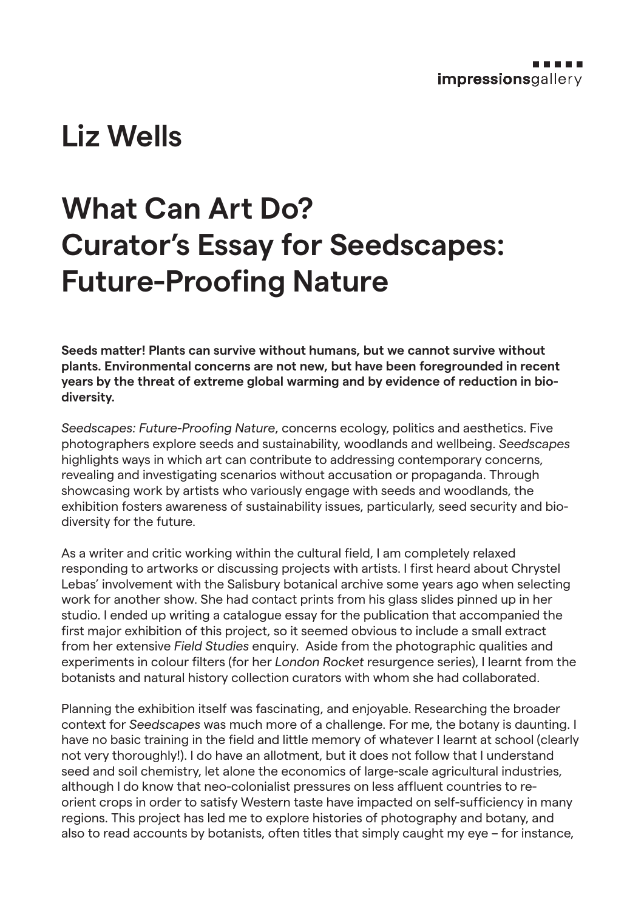# Liz Wells

# What Can Art Do? Curator's Essay for Seedscapes: Future-Proofing Nature

**Seeds matter! Plants can survive without humans, but we cannot survive without plants. Environmental concerns are not new, but have been foregrounded in recent years by the threat of extreme global warming and by evidence of reduction in bio-diversity.**

*Seedscapes: Future-Proofing Nature*, concerns ecology, politics and aesthetics. Five photographers explore seeds and sustainability, woodlands and wellbeing. *Seedscapes* highlights ways in which art can contribute to addressing contemporary concerns, revealing and investigating scenarios without accusation or propaganda. Through showcasing work by artists who variously engage with seeds and woodlands, the exhibition fosters awareness of sustainability issues, particularly, seed security and bio-diversity for the future.

As a writer and critic working within the cultural field, I am completely relaxed responding to artworks or discussing projects with artists. I first heard about Chrystel Lebas' involvement with the Salisbury botanical archive some years ago when selecting work for another show. She had contact prints from his glass slides pinned up in her studio. I ended up writing a catalogue essay for the publication that accompanied the first major exhibition of this project, so it seemed obvious to include a small extract from her extensive *Field Studies* enquiry. Aside from the photographic qualities and experiments in colour filters (for her *London Rocket* resurgence series), I learnt from the botanists and natural history collection curators with whom she had collaborated.

Planning the exhibition itself was fascinating, and enjoyable. Researching the broader context for *Seedscapes* was much more of a challenge. For me, the botany is daunting. I have no basic training in the field and little memory of whatever I learnt at school (clearly not very thoroughly!). I do have an allotment, but it does not follow that I understand seed and soil chemistry, let alone the economics of large-scale agricultural industries, although I do know that neo-colonialist pressures on less affluent countries to re-orient crops in order to satisfy Western taste have impacted on self-sufficiency in many regions. This project has led me to explore histories of photography and botany, and also to read accounts by botanists, often titles that simply caught my eye – for instance,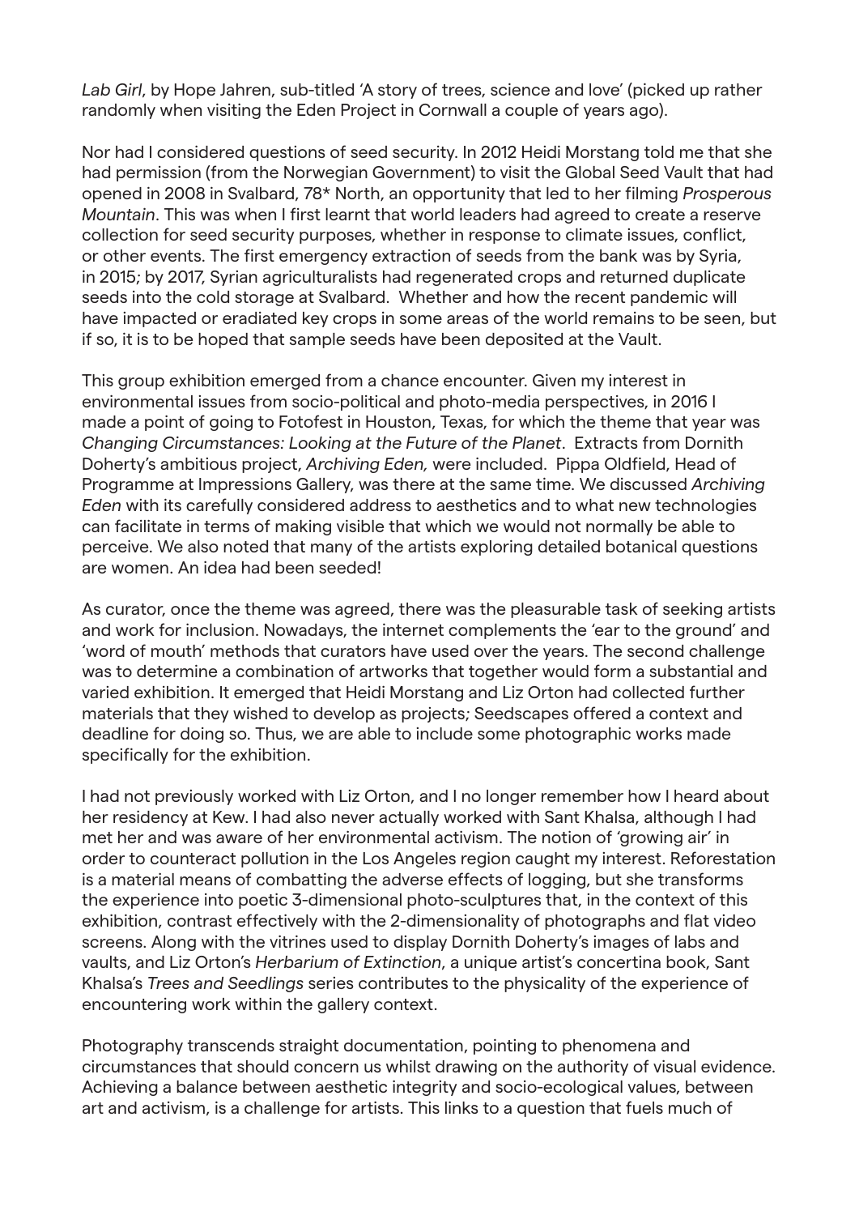*Lab Girl*, by Hope Jahren, sub-titled 'A story of trees, science and love' (picked up rather randomly when visiting the Eden Project in Cornwall a couple of years ago).

Nor had I considered questions of seed security. In 2012 Heidi Morstang told me that she had permission (from the Norwegian Government) to visit the Global Seed Vault that had opened in 2008 in Svalbard, 78* North, an opportunity that led to her filming *Prosperous Mountain*. This was when I first learnt that world leaders had agreed to create a reserve collection for seed security purposes, whether in response to climate issues, conflict, or other events. The first emergency extraction of seeds from the bank was by Syria, in 2015; by 2017, Syrian agriculturalists had regenerated crops and returned duplicate seeds into the cold storage at Svalbard. Whether and how the recent pandemic will have impacted or eradiated key crops in some areas of the world remains to be seen, but if so, it is to be hoped that sample seeds have been deposited at the Vault.

This group exhibition emerged from a chance encounter. Given my interest in environmental issues from socio-political and photo-media perspectives, in 2016 I made a point of going to Fotofest in Houston, Texas, for which the theme that year was *Changing Circumstances: Looking at the Future of the Planet*. Extracts from Dornith Doherty's ambitious project, *Archiving Eden,* were included. Pippa Oldfield, Head of Programme at Impressions Gallery, was there at the same time. We discussed *Archiving Eden* with its carefully considered address to aesthetics and to what new technologies can facilitate in terms of making visible that which we would not normally be able to perceive. We also noted that many of the artists exploring detailed botanical questions are women. An idea had been seeded!

As curator, once the theme was agreed, there was the pleasurable task of seeking artists and work for inclusion. Nowadays, the internet complements the 'ear to the ground' and 'word of mouth' methods that curators have used over the years. The second challenge was to determine a combination of artworks that together would form a substantial and varied exhibition. It emerged that Heidi Morstang and Liz Orton had collected further materials that they wished to develop as projects; Seedscapes offered a context and deadline for doing so. Thus, we are able to include some photographic works made specifically for the exhibition.

I had not previously worked with Liz Orton, and I no longer remember how I heard about her residency at Kew. I had also never actually worked with Sant Khalsa, although I had met her and was aware of her environmental activism. The notion of 'growing air' in order to counteract pollution in the Los Angeles region caught my interest. Reforestation is a material means of combatting the adverse effects of logging, but she transforms the experience into poetic 3-dimensional photo-sculptures that, in the context of this exhibition, contrast effectively with the 2-dimensionality of photographs and flat video screens. Along with the vitrines used to display Dornith Doherty's images of labs and vaults, and Liz Orton's *Herbarium of Extinction*, a unique artist's concertina book, Sant Khalsa's *Trees and Seedlings* series contributes to the physicality of the experience of encountering work within the gallery context.

Photography transcends straight documentation, pointing to phenomena and circumstances that should concern us whilst drawing on the authority of visual evidence. Achieving a balance between aesthetic integrity and socio-ecological values, between art and activism, is a challenge for artists. This links to a question that fuels much of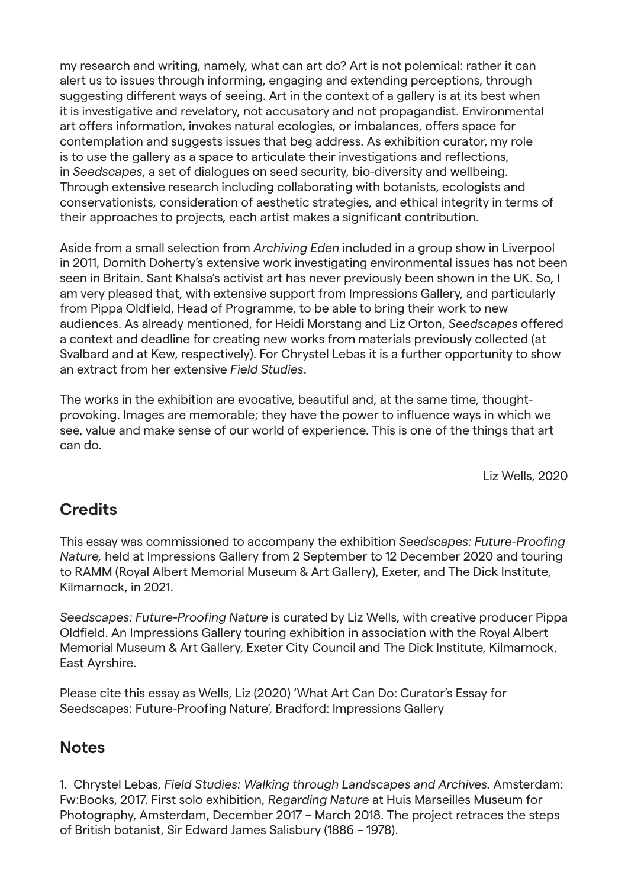my research and writing, namely, what can art do? Art is not polemical: rather it can alert us to issues through informing, engaging and extending perceptions, through suggesting different ways of seeing. Art in the context of a gallery is at its best when it is investigative and revelatory, not accusatory and not propagandist. Environmental art offers information, invokes natural ecologies, or imbalances, offers space for contemplation and suggests issues that beg address. As exhibition curator, my role is to use the gallery as a space to articulate their investigations and reflections, in *Seedscapes*, a set of dialogues on seed security, bio-diversity and wellbeing. Through extensive research including collaborating with botanists, ecologists and conservationists, consideration of aesthetic strategies, and ethical integrity in terms of their approaches to projects, each artist makes a significant contribution.

Aside from a small selection from *Archiving Eden* included in a group show in Liverpool in 2011, Dornith Doherty's extensive work investigating environmental issues has not been seen in Britain. Sant Khalsa's activist art has never previously been shown in the UK. So, I am very pleased that, with extensive support from Impressions Gallery, and particularly from Pippa Oldfield, Head of Programme, to be able to bring their work to new audiences. As already mentioned, for Heidi Morstang and Liz Orton, *Seedscapes* offered a context and deadline for creating new works from materials previously collected (at Svalbard and at Kew, respectively). For Chrystel Lebas it is a further opportunity to show an extract from her extensive *Field Studies*.

The works in the exhibition are evocative, beautiful and, at the same time, thought-provoking. Images are memorable; they have the power to influence ways in which we see, value and make sense of our world of experience. This is one of the things that art can do.

Liz Wells, 2020

## Credits

This essay was commissioned to accompany the exhibition *Seedscapes: Future-Proofing Nature,* held at Impressions Gallery from 2 September to 12 December 2020 and touring to RAMM (Royal Albert Memorial Museum & Art Gallery), Exeter, and The Dick Institute, Kilmarnock, in 2021.

*Seedscapes: Future-Proofing Nature* is curated by Liz Wells, with creative producer Pippa Oldfield. An Impressions Gallery touring exhibition in association with the Royal Albert Memorial Museum & Art Gallery, Exeter City Council and The Dick Institute, Kilmarnock, East Ayrshire.

Please cite this essay as Wells, Liz (2020) 'What Art Can Do: Curator's Essay for Seedscapes: Future-Proofing Nature', Bradford: Impressions Gallery

## Notes

1. Chrystel Lebas, *Field Studies: Walking through Landscapes and Archives.* Amsterdam: Fw:Books, 2017. First solo exhibition, *Regarding Nature* at Huis Marseilles Museum for Photography, Amsterdam, December 2017 – March 2018. The project retraces the steps of British botanist, Sir Edward James Salisbury (1886 – 1978).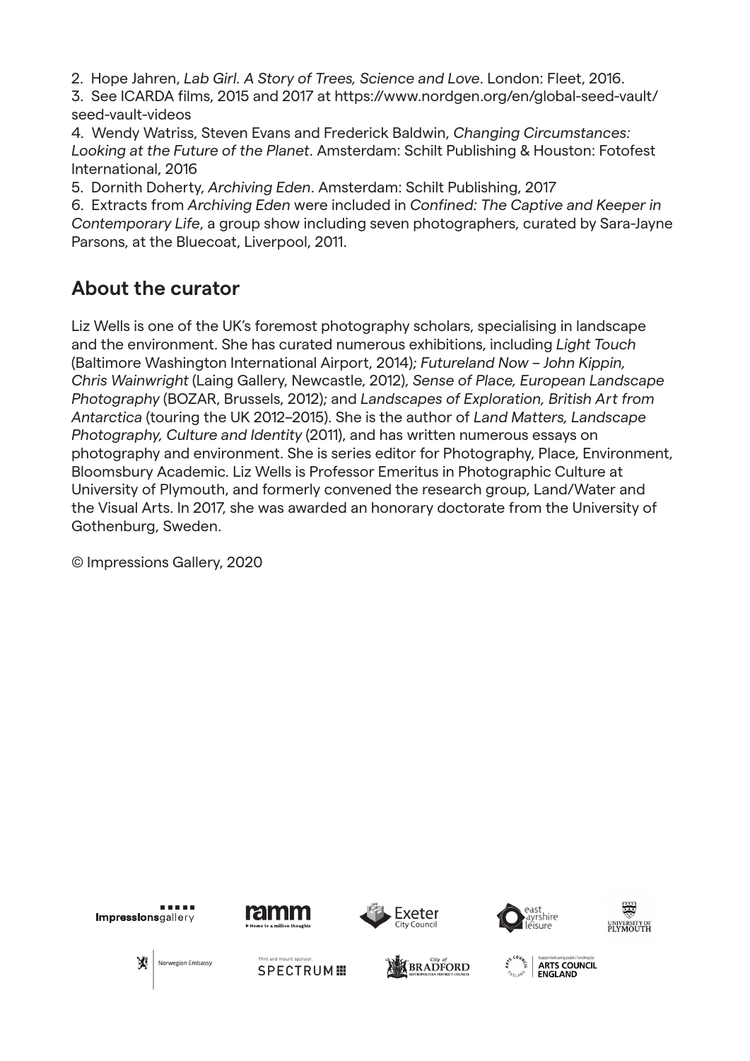2. Hope Jahren, *Lab Girl. A Story of Trees, Science and Love*. London: Fleet, 2016.
3. See ICARDA films, 2015 and 2017 at https://www.nordgen.org/en/global-seed-vault/seed-vault-videos
4. Wendy Watriss, Steven Evans and Frederick Baldwin, *Changing Circumstances: Looking at the Future of the Planet*. Amsterdam: Schilt Publishing & Houston: Fotofest International, 2016
5. Dornith Doherty, *Archiving Eden*. Amsterdam: Schilt Publishing, 2017
6. Extracts from *Archiving Eden* were included in *Confined: The Captive and Keeper in Contemporary Life*, a group show including seven photographers, curated by Sara-Jayne Parsons, at the Bluecoat, Liverpool, 2011.

## About the curator

Liz Wells is one of the UK's foremost photography scholars, specialising in landscape and the environment. She has curated numerous exhibitions, including *Light Touch* (Baltimore Washington International Airport, 2014); *Futureland Now – John Kippin, Chris Wainwright* (Laing Gallery, Newcastle, 2012), *Sense of Place, European Landscape Photography* (BOZAR, Brussels, 2012); and *Landscapes of Exploration, British Art from Antarctica* (touring the UK 2012–2015). She is the author of *Land Matters, Landscape Photography, Culture and Identity* (2011), and has written numerous essays on photography and environment. She is series editor for Photography, Place, Environment, Bloomsbury Academic. Liz Wells is Professor Emeritus in Photographic Culture at University of Plymouth, and formerly convened the research group, Land/Water and the Visual Arts. In 2017, she was awarded an honorary doctorate from the University of Gothenburg, Sweden.

© Impressions Gallery, 2020

Impressionsgallery

ramm
Home to a million thoughts

Exeter City Council

east ayrshire leisure

University of Plymouth

Norwegian Embassy

Print and mount sponsor: SPECTRUM

City of Bradford Metropolitan District Council

Supported using public funding by ARTS COUNCIL ENGLAND